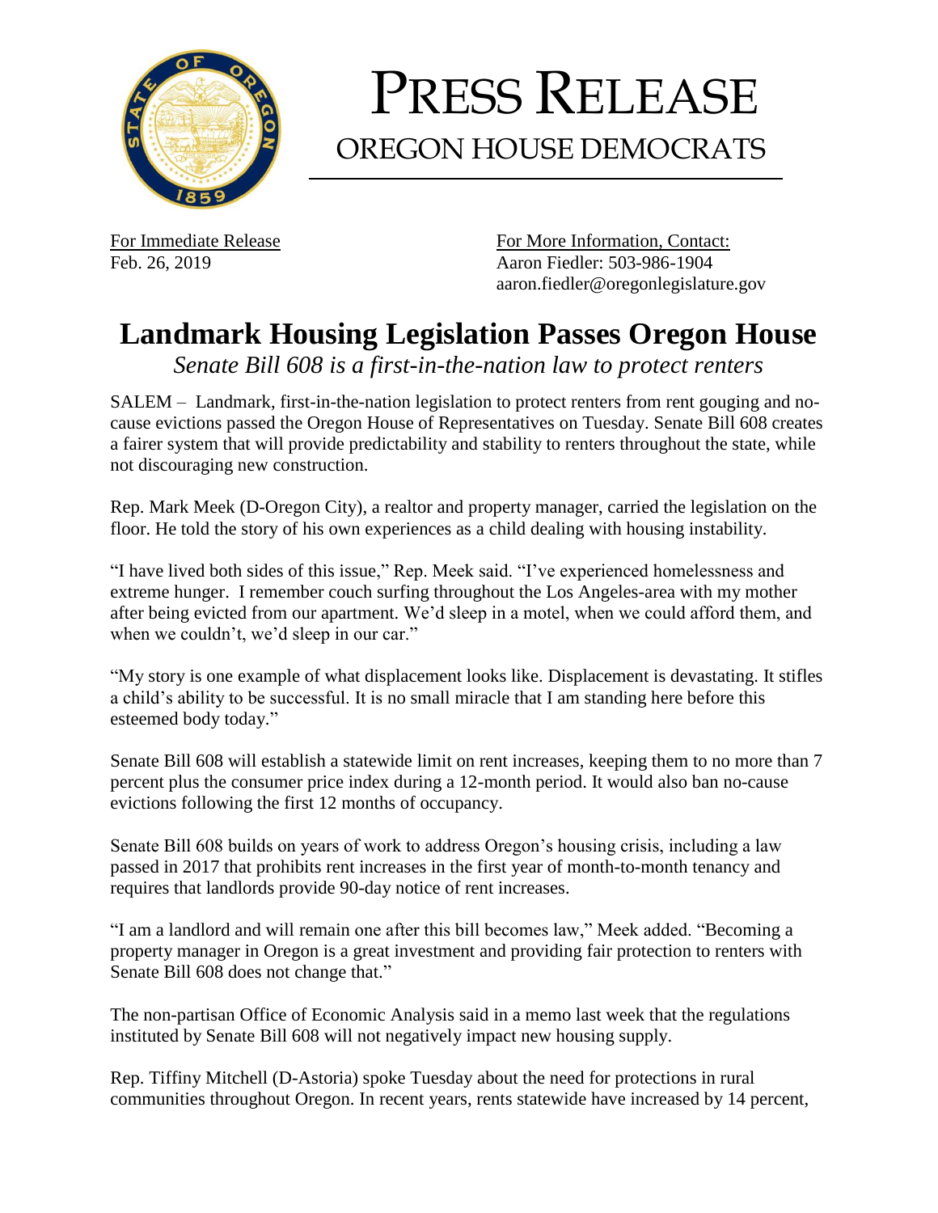# PRESS RELEASE

## OREGON HOUSE DEMOCRATS

For Immediate Release
Feb. 26, 2019

For More Information, Contact:
Aaron Fiedler: 503-986-1904
aaron.fiedler@oregonlegislature.gov

# Landmark Housing Legislation Passes Oregon House

*Senate Bill 608 is a first-in-the-nation law to protect renters*

SALEM – Landmark, first-in-the-nation legislation to protect renters from rent gouging and no-cause evictions passed the Oregon House of Representatives on Tuesday. Senate Bill 608 creates a fairer system that will provide predictability and stability to renters throughout the state, while not discouraging new construction.

Rep. Mark Meek (D-Oregon City), a realtor and property manager, carried the legislation on the floor. He told the story of his own experiences as a child dealing with housing instability.

"I have lived both sides of this issue," Rep. Meek said. "I've experienced homelessness and extreme hunger. I remember couch surfing throughout the Los Angeles-area with my mother after being evicted from our apartment. We'd sleep in a motel, when we could afford them, and when we couldn't, we'd sleep in our car."

"My story is one example of what displacement looks like. Displacement is devastating. It stifles a child's ability to be successful. It is no small miracle that I am standing here before this esteemed body today."

Senate Bill 608 will establish a statewide limit on rent increases, keeping them to no more than 7 percent plus the consumer price index during a 12-month period. It would also ban no-cause evictions following the first 12 months of occupancy.

Senate Bill 608 builds on years of work to address Oregon's housing crisis, including a law passed in 2017 that prohibits rent increases in the first year of month-to-month tenancy and requires that landlords provide 90-day notice of rent increases.

"I am a landlord and will remain one after this bill becomes law," Meek added. "Becoming a property manager in Oregon is a great investment and providing fair protection to renters with Senate Bill 608 does not change that."

The non-partisan Office of Economic Analysis said in a memo last week that the regulations instituted by Senate Bill 608 will not negatively impact new housing supply.

Rep. Tiffiny Mitchell (D-Astoria) spoke Tuesday about the need for protections in rural communities throughout Oregon. In recent years, rents statewide have increased by 14 percent,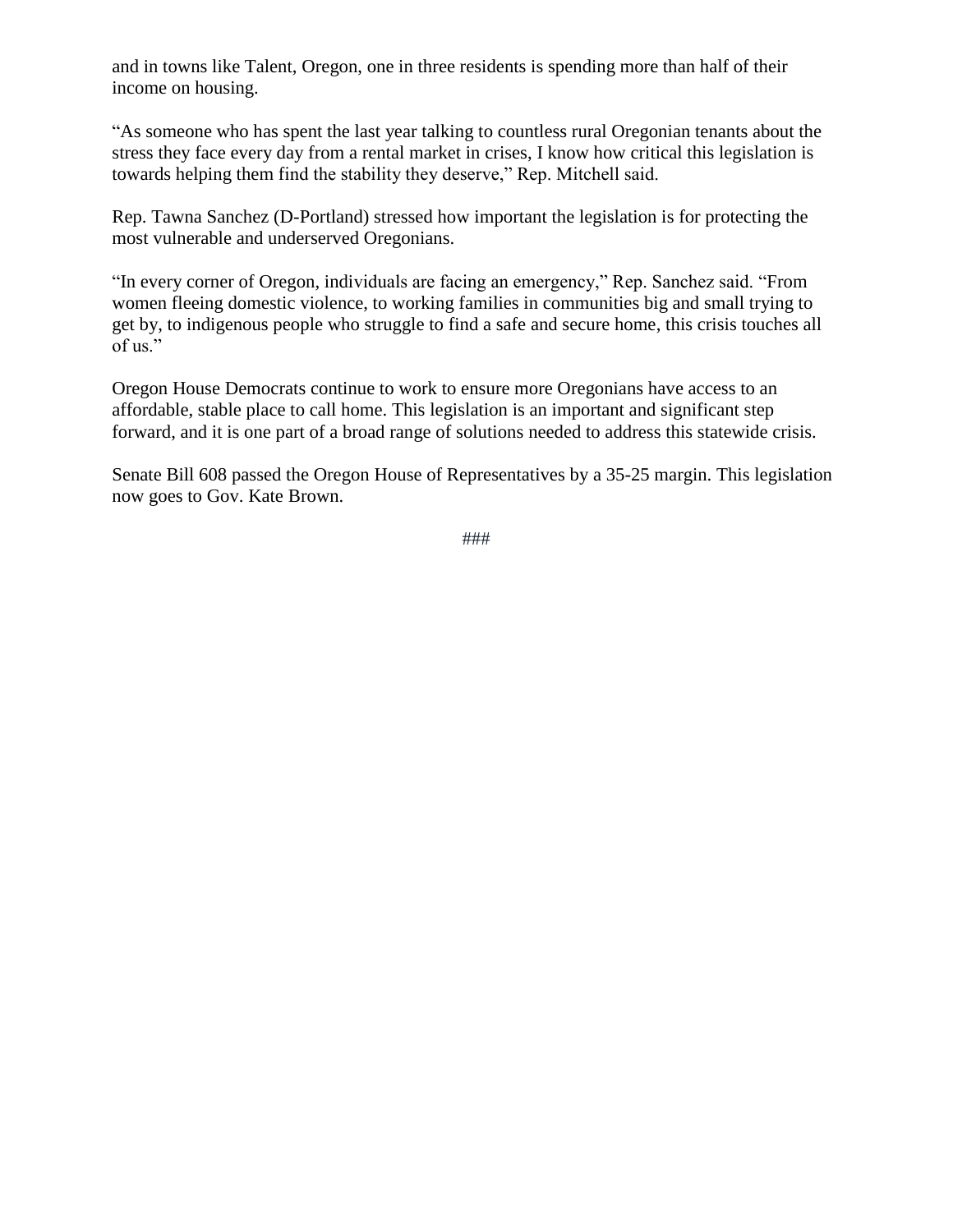and in towns like Talent, Oregon, one in three residents is spending more than half of their income on housing.

"As someone who has spent the last year talking to countless rural Oregonian tenants about the stress they face every day from a rental market in crises, I know how critical this legislation is towards helping them find the stability they deserve," Rep. Mitchell said.

Rep. Tawna Sanchez (D-Portland) stressed how important the legislation is for protecting the most vulnerable and underserved Oregonians.

"In every corner of Oregon, individuals are facing an emergency," Rep. Sanchez said. "From women fleeing domestic violence, to working families in communities big and small trying to get by, to indigenous people who struggle to find a safe and secure home, this crisis touches all of us."

Oregon House Democrats continue to work to ensure more Oregonians have access to an affordable, stable place to call home. This legislation is an important and significant step forward, and it is one part of a broad range of solutions needed to address this statewide crisis.

Senate Bill 608 passed the Oregon House of Representatives by a 35-25 margin. This legislation now goes to Gov. Kate Brown.

###